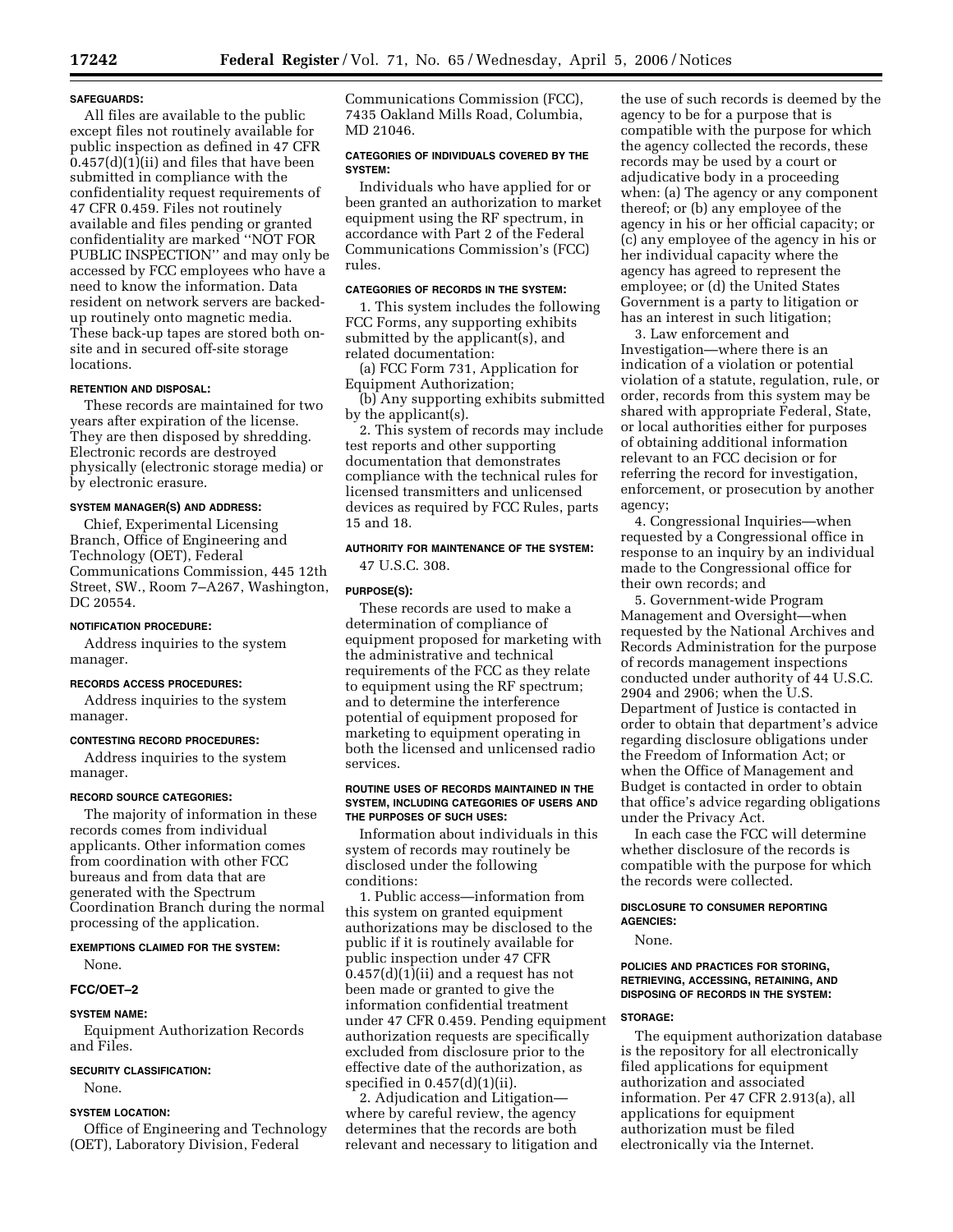**SAFEGUARDS:**

All files are available to the public except files not routinely available for public inspection as defined in 47 CFR 0.457(d)(1)(ii) and files that have been submitted in compliance with the confidentiality request requirements of 47 CFR 0.459. Files not routinely available and files pending or granted confidentiality are marked ''NOT FOR PUBLIC INSPECTION'' and may only be accessed by FCC employees who have a need to know the information. Data resident on network servers are backed-up routinely onto magnetic media. These back-up tapes are stored both on-site and in secured off-site storage locations.

**RETENTION AND DISPOSAL:**

These records are maintained for two years after expiration of the license. They are then disposed by shredding. Electronic records are destroyed physically (electronic storage media) or by electronic erasure.

**SYSTEM MANAGER(S) AND ADDRESS:**

Chief, Experimental Licensing Branch, Office of Engineering and Technology (OET), Federal Communications Commission, 445 12th Street, SW., Room 7–A267, Washington, DC 20554.

**NOTIFICATION PROCEDURE:**

Address inquiries to the system manager.

**RECORDS ACCESS PROCEDURES:**

Address inquiries to the system manager.

**CONTESTING RECORD PROCEDURES:**

Address inquiries to the system manager.

**RECORD SOURCE CATEGORIES:**

The majority of information in these records comes from individual applicants. Other information comes from coordination with other FCC bureaus and from data that are generated with the Spectrum Coordination Branch during the normal processing of the application.

**EXEMPTIONS CLAIMED FOR THE SYSTEM:**

None.

## FCC/OET–2

**SYSTEM NAME:**

Equipment Authorization Records and Files.

**SECURITY CLASSIFICATION:**

None.

**SYSTEM LOCATION:**

Office of Engineering and Technology (OET), Laboratory Division, Federal Communications Commission (FCC), 7435 Oakland Mills Road, Columbia, MD 21046.

**CATEGORIES OF INDIVIDUALS COVERED BY THE SYSTEM:**

Individuals who have applied for or been granted an authorization to market equipment using the RF spectrum, in accordance with Part 2 of the Federal Communications Commission's (FCC) rules.

**CATEGORIES OF RECORDS IN THE SYSTEM:**

1. This system includes the following FCC Forms, any supporting exhibits submitted by the applicant(s), and related documentation:

(a) FCC Form 731, Application for Equipment Authorization;

(b) Any supporting exhibits submitted by the applicant(s).

2. This system of records may include test reports and other supporting documentation that demonstrates compliance with the technical rules for licensed transmitters and unlicensed devices as required by FCC Rules, parts 15 and 18.

**AUTHORITY FOR MAINTENANCE OF THE SYSTEM:**

47 U.S.C. 308.

**PURPOSE(S):**

These records are used to make a determination of compliance of equipment proposed for marketing with the administrative and technical requirements of the FCC as they relate to equipment using the RF spectrum; and to determine the interference potential of equipment proposed for marketing to equipment operating in both the licensed and unlicensed radio services.

**ROUTINE USES OF RECORDS MAINTAINED IN THE SYSTEM, INCLUDING CATEGORIES OF USERS AND THE PURPOSES OF SUCH USES:**

Information about individuals in this system of records may routinely be disclosed under the following conditions:

1. Public access—information from this system on granted equipment authorizations may be disclosed to the public if it is routinely available for public inspection under 47 CFR 0.457(d)(1)(ii) and a request has not been made or granted to give the information confidential treatment under 47 CFR 0.459. Pending equipment authorization requests are specifically excluded from disclosure prior to the effective date of the authorization, as specified in 0.457(d)(1)(ii).

2. Adjudication and Litigation—where by careful review, the agency determines that the records are both relevant and necessary to litigation and the use of such records is deemed by the agency to be for a purpose that is compatible with the purpose for which the agency collected the records, these records may be used by a court or adjudicative body in a proceeding when: (a) The agency or any component thereof; or (b) any employee of the agency in his or her official capacity; or (c) any employee of the agency in his or her individual capacity where the agency has agreed to represent the employee; or (d) the United States Government is a party to litigation or has an interest in such litigation;

3. Law enforcement and Investigation—where there is an indication of a violation or potential violation of a statute, regulation, rule, or order, records from this system may be shared with appropriate Federal, State, or local authorities either for purposes of obtaining additional information relevant to an FCC decision or for referring the record for investigation, enforcement, or prosecution by another agency;

4. Congressional Inquiries—when requested by a Congressional office in response to an inquiry by an individual made to the Congressional office for their own records; and

5. Government-wide Program Management and Oversight—when requested by the National Archives and Records Administration for the purpose of records management inspections conducted under authority of 44 U.S.C. 2904 and 2906; when the U.S. Department of Justice is contacted in order to obtain that department's advice regarding disclosure obligations under the Freedom of Information Act; or when the Office of Management and Budget is contacted in order to obtain that office's advice regarding obligations under the Privacy Act.

In each case the FCC will determine whether disclosure of the records is compatible with the purpose for which the records were collected.

**DISCLOSURE TO CONSUMER REPORTING AGENCIES:**

None.

**POLICIES AND PRACTICES FOR STORING, RETRIEVING, ACCESSING, RETAINING, AND DISPOSING OF RECORDS IN THE SYSTEM:**

**STORAGE:**

The equipment authorization database is the repository for all electronically filed applications for equipment authorization and associated information. Per 47 CFR 2.913(a), all applications for equipment authorization must be filed electronically via the Internet.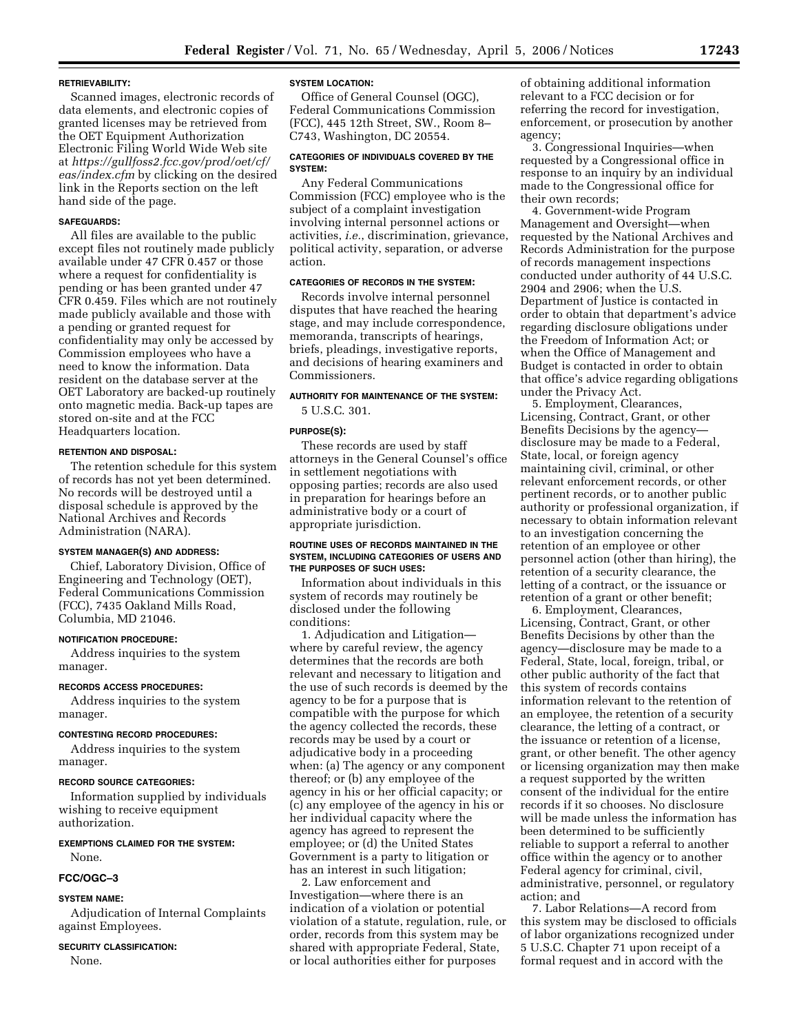#### RETRIEVABILITY:

Scanned images, electronic records of data elements, and electronic copies of granted licenses may be retrieved from the OET Equipment Authorization Electronic Filing World Wide Web site at *https://gullfoss2.fcc.gov/prod/oet/cf/eas/index.cfm* by clicking on the desired link in the Reports section on the left hand side of the page.

#### SAFEGUARDS:

All files are available to the public except files not routinely made publicly available under 47 CFR 0.457 or those where a request for confidentiality is pending or has been granted under 47 CFR 0.459. Files which are not routinely made publicly available and those with a pending or granted request for confidentiality may only be accessed by Commission employees who have a need to know the information. Data resident on the database server at the OET Laboratory are backed-up routinely onto magnetic media. Back-up tapes are stored on-site and at the FCC Headquarters location.

#### RETENTION AND DISPOSAL:

The retention schedule for this system of records has not yet been determined. No records will be destroyed until a disposal schedule is approved by the National Archives and Records Administration (NARA).

#### SYSTEM MANAGER(S) AND ADDRESS:

Chief, Laboratory Division, Office of Engineering and Technology (OET), Federal Communications Commission (FCC), 7435 Oakland Mills Road, Columbia, MD 21046.

#### NOTIFICATION PROCEDURE:

Address inquiries to the system manager.

#### RECORDS ACCESS PROCEDURES:

Address inquiries to the system manager.

#### CONTESTING RECORD PROCEDURES:

Address inquiries to the system manager.

#### RECORD SOURCE CATEGORIES:

Information supplied by individuals wishing to receive equipment authorization.

#### EXEMPTIONS CLAIMED FOR THE SYSTEM:

None.

### FCC/OGC–3

#### SYSTEM NAME:

Adjudication of Internal Complaints against Employees.

#### SECURITY CLASSIFICATION:

None.

#### SYSTEM LOCATION:

Office of General Counsel (OGC), Federal Communications Commission (FCC), 445 12th Street, SW., Room 8–C743, Washington, DC 20554.

#### CATEGORIES OF INDIVIDUALS COVERED BY THE SYSTEM:

Any Federal Communications Commission (FCC) employee who is the subject of a complaint investigation involving internal personnel actions or activities, *i.e.*, discrimination, grievance, political activity, separation, or adverse action.

#### CATEGORIES OF RECORDS IN THE SYSTEM:

Records involve internal personnel disputes that have reached the hearing stage, and may include correspondence, memoranda, transcripts of hearings, briefs, pleadings, investigative reports, and decisions of hearing examiners and Commissioners.

#### AUTHORITY FOR MAINTENANCE OF THE SYSTEM:

5 U.S.C. 301.

#### PURPOSE(S):

These records are used by staff attorneys in the General Counsel's office in settlement negotiations with opposing parties; records are also used in preparation for hearings before an administrative body or a court of appropriate jurisdiction.

#### ROUTINE USES OF RECORDS MAINTAINED IN THE SYSTEM, INCLUDING CATEGORIES OF USERS AND THE PURPOSES OF SUCH USES:

Information about individuals in this system of records may routinely be disclosed under the following conditions:

1. Adjudication and Litigation—where by careful review, the agency determines that the records are both relevant and necessary to litigation and the use of such records is deemed by the agency to be for a purpose that is compatible with the purpose for which the agency collected the records, these records may be used by a court or adjudicative body in a proceeding when: (a) The agency or any component thereof; or (b) any employee of the agency in his or her official capacity; or (c) any employee of the agency in his or her individual capacity where the agency has agreed to represent the employee; or (d) the United States Government is a party to litigation or has an interest in such litigation;

2. Law enforcement and Investigation—where there is an indication of a violation or potential violation of a statute, regulation, rule, or order, records from this system may be shared with appropriate Federal, State, or local authorities either for purposes of obtaining additional information relevant to a FCC decision or for referring the record for investigation, enforcement, or prosecution by another agency;

3. Congressional Inquiries—when requested by a Congressional office in response to an inquiry by an individual made to the Congressional office for their own records;

4. Government-wide Program Management and Oversight—when requested by the National Archives and Records Administration for the purpose of records management inspections conducted under authority of 44 U.S.C. 2904 and 2906; when the U.S. Department of Justice is contacted in order to obtain that department's advice regarding disclosure obligations under the Freedom of Information Act; or when the Office of Management and Budget is contacted in order to obtain that office's advice regarding obligations under the Privacy Act.

5. Employment, Clearances, Licensing, Contract, Grant, or other Benefits Decisions by the agency—disclosure may be made to a Federal, State, local, or foreign agency maintaining civil, criminal, or other relevant enforcement records, or other pertinent records, or to another public authority or professional organization, if necessary to obtain information relevant to an investigation concerning the retention of an employee or other personnel action (other than hiring), the retention of a security clearance, the letting of a contract, or the issuance or retention of a grant or other benefit;

6. Employment, Clearances, Licensing, Contract, Grant, or other Benefits Decisions by other than the agency—disclosure may be made to a Federal, State, local, foreign, tribal, or other public authority of the fact that this system of records contains information relevant to the retention of an employee, the retention of a security clearance, the letting of a contract, or the issuance or retention of a license, grant, or other benefit. The other agency or licensing organization may then make a request supported by the written consent of the individual for the entire records if it so chooses. No disclosure will be made unless the information has been determined to be sufficiently reliable to support a referral to another office within the agency or to another Federal agency for criminal, civil, administrative, personnel, or regulatory action; and

7. Labor Relations—A record from this system may be disclosed to officials of labor organizations recognized under 5 U.S.C. Chapter 71 upon receipt of a formal request and in accord with the